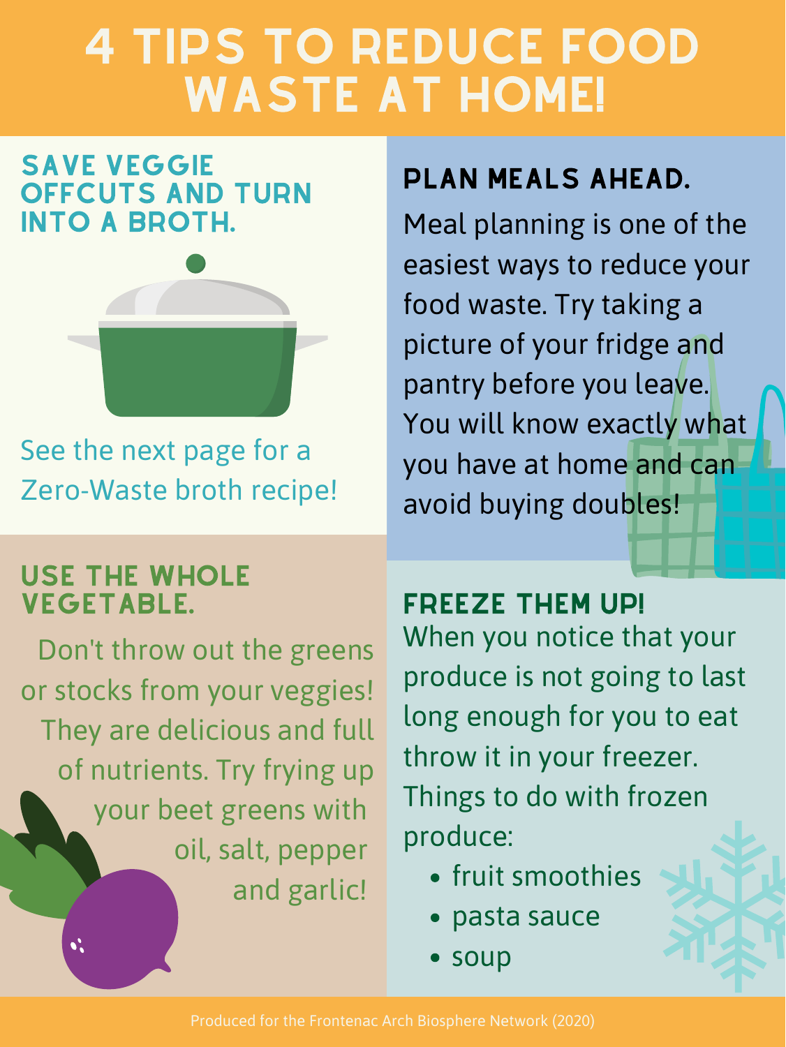# 4 TIPS TO REDUCE FOOD WASTE AT HOME!

## SAVE VEGGIE OFFCUTS AND TURN INTO A BROTH.

See the next page for a Zero-Waste broth recipe!

## PLAN MEALS AHEAD.

Meal planning is one of the easiest ways to reduce your food waste. Try taking a picture of your fridge and pantry before you leave. You will know exactly what you have at home and can avoid buying doubles!

## USE THE WHOLE VEGETABLE.

Don't throw out the greens or stocks from your veggies! They are delicious and full of nutrients. Try frying up your beet greens with oil, salt, pepper and garlic!

## FREEZE THEM UP!

When you notice that your produce is not going to last long enough for you to eat throw it in your freezer. Things to do with frozen produce:

- fruit smoothies
- pasta sauce
- soup

Produced for the Frontenac Arch Biosphere Network (2020)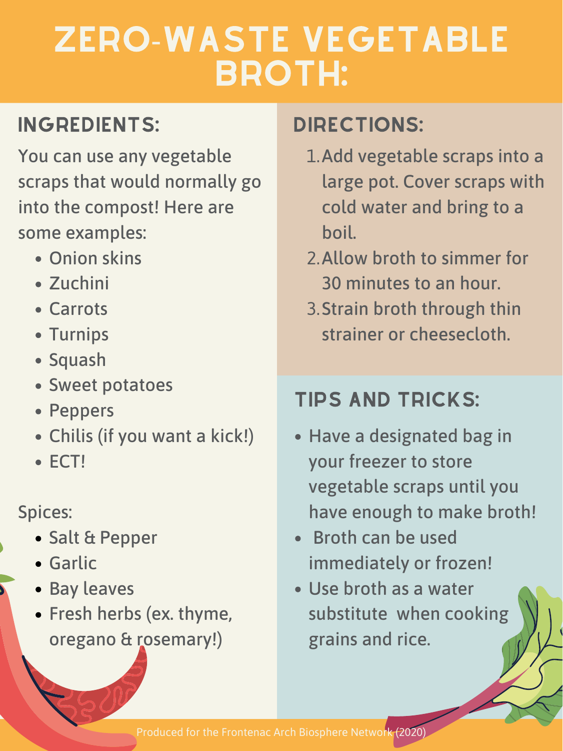# ZERO-WASTE VEGETABLE BROTH:

## INGREDIENTS:

You can use any vegetable scraps that would normally go into the compost! Here are some examples:

- Onion skins
- Zuchini
- Carrots
- Turnips
- Squash
- Sweet potatoes
- Peppers
- Chilis (if you want a kick!)
- ECT!

Spices:

- Salt & Pepper
- Garlic
- Bay leaves
- Fresh herbs (ex. thyme, oregano & rosemary!)

## DIRECTIONS:

1. Add vegetable scraps into a large pot. Cover scraps with cold water and bring to a boil.
2. Allow broth to simmer for 30 minutes to an hour.
3. Strain broth through thin strainer or cheesecloth.

## TIPS AND TRICKS:

- Have a designated bag in your freezer to store vegetable scraps until you have enough to make broth!
- Broth can be used immediately or frozen!
- Use broth as a water substitute when cooking grains and rice.

Produced for the Frontenac Arch Biosphere Network (2020)